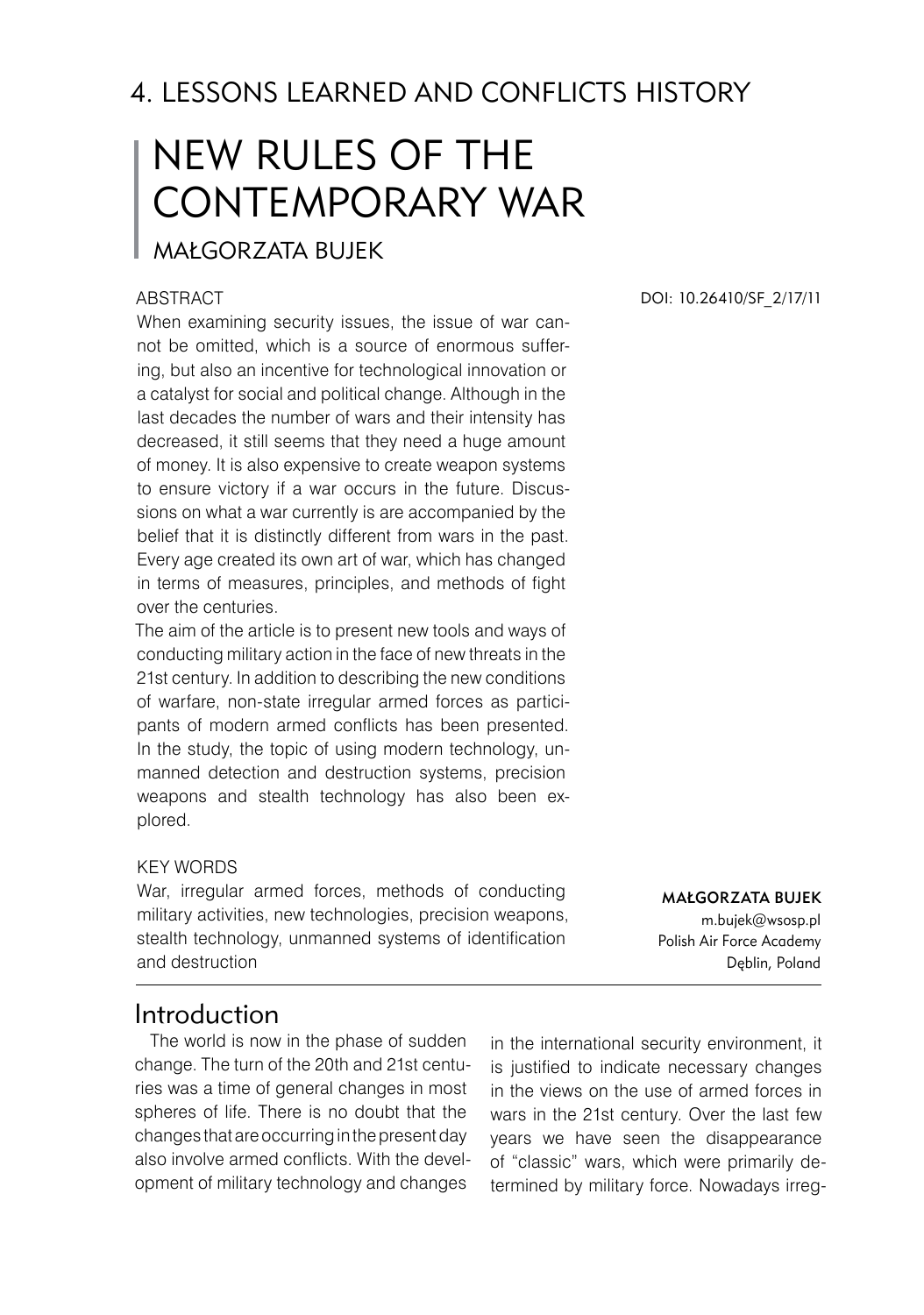## 4. LESSONS LEARNED AND CONFLICTS HISTORY

# NEW RULES OF THE CONTEMPORARY WAR

MAŁGORZATA BUJEK

DOI: 10.26410/SF_2/17/11

ABSTRACT

When examining security issues, the issue of war cannot be omitted, which is a source of enormous suffering, but also an incentive for technological innovation or a catalyst for social and political change. Although in the last decades the number of wars and their intensity has decreased, it still seems that they need a huge amount of money. It is also expensive to create weapon systems to ensure victory if a war occurs in the future. Discussions on what a war currently is are accompanied by the belief that it is distinctly different from wars in the past. Every age created its own art of war, which has changed in terms of measures, principles, and methods of fight over the centuries.

The aim of the article is to present new tools and ways of conducting military action in the face of new threats in the 21st century. In addition to describing the new conditions of warfare, non-state irregular armed forces as participants of modern armed conflicts has been presented. In the study, the topic of using modern technology, unmanned detection and destruction systems, precision weapons and stealth technology has also been explored.

KEY WORDS

War, irregular armed forces, methods of conducting military activities, new technologies, precision weapons, stealth technology, unmanned systems of identification and destruction

**MAŁGORZATA BUJEK**
m.bujek@wsosp.pl
Polish Air Force Academy
Dęblin, Poland

## Introduction

The world is now in the phase of sudden change. The turn of the 20th and 21st centuries was a time of general changes in most spheres of life. There is no doubt that the changes that are occurring in the present day also involve armed conflicts. With the development of military technology and changes in the international security environment, it is justified to indicate necessary changes in the views on the use of armed forces in wars in the 21st century. Over the last few years we have seen the disappearance of "classic" wars, which were primarily determined by military force. Nowadays irreg-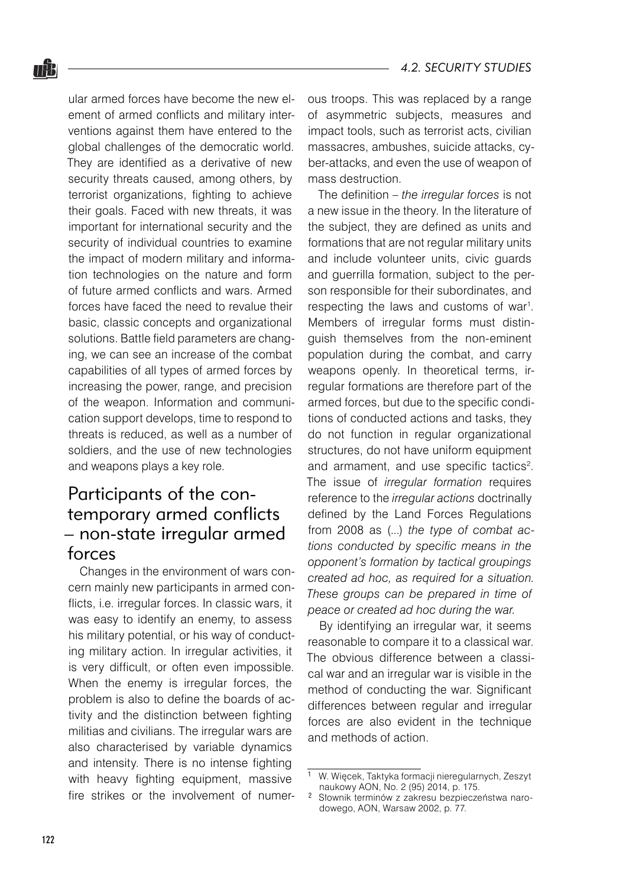ular armed forces have become the new element of armed conflicts and military interventions against them have entered to the global challenges of the democratic world. They are identified as a derivative of new security threats caused, among others, by terrorist organizations, fighting to achieve their goals. Faced with new threats, it was important for international security and the security of individual countries to examine the impact of modern military and information technologies on the nature and form of future armed conflicts and wars. Armed forces have faced the need to revalue their basic, classic concepts and organizational solutions. Battle field parameters are changing, we can see an increase of the combat capabilities of all types of armed forces by increasing the power, range, and precision of the weapon. Information and communication support develops, time to respond to threats is reduced, as well as a number of soldiers, and the use of new technologies and weapons plays a key role.

## Participants of the contemporary armed conflicts – non-state irregular armed forces

Changes in the environment of wars concern mainly new participants in armed conflicts, i.e. irregular forces. In classic wars, it was easy to identify an enemy, to assess his military potential, or his way of conducting military action. In irregular activities, it is very difficult, or often even impossible. When the enemy is irregular forces, the problem is also to define the boards of activity and the distinction between fighting militias and civilians. The irregular wars are also characterised by variable dynamics and intensity. There is no intense fighting with heavy fighting equipment, massive fire strikes or the involvement of numerous troops. This was replaced by a range of asymmetric subjects, measures and impact tools, such as terrorist acts, civilian massacres, ambushes, suicide attacks, cyber-attacks, and even the use of weapon of mass destruction.

The definition – *the irregular forces* is not a new issue in the theory. In the literature of the subject, they are defined as units and formations that are not regular military units and include volunteer units, civic guards and guerrilla formation, subject to the person responsible for their subordinates, and respecting the laws and customs of war[1]. Members of irregular forms must distinguish themselves from the non-eminent population during the combat, and carry weapons openly. In theoretical terms, irregular formations are therefore part of the armed forces, but due to the specific conditions of conducted actions and tasks, they do not function in regular organizational structures, do not have uniform equipment and armament, and use specific tactics[2]. The issue of *irregular formation* requires reference to the *irregular actions* doctrinally defined by the Land Forces Regulations from 2008 as (...) *the type of combat actions conducted by specific means in the opponent's formation by tactical groupings created ad hoc, as required for a situation. These groups can be prepared in time of peace or created ad hoc during the war.*

By identifying an irregular war, it seems reasonable to compare it to a classical war. The obvious difference between a classical war and an irregular war is visible in the method of conducting the war. Significant differences between regular and irregular forces are also evident in the technique and methods of action.

---

[1] W. Więcek, Taktyka formacji nieregularnych, Zeszyt naukowy AON, No. 2 (95) 2014, p. 175.

[2] Słownik terminów z zakresu bezpieczeństwa narodowego, AON, Warsaw 2002, p. 77.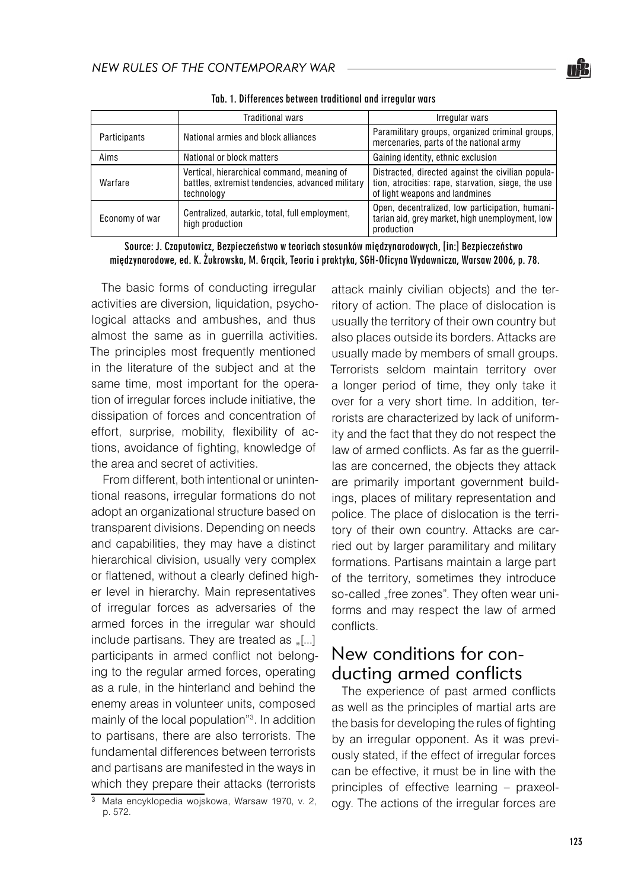Tab. 1. Differences between traditional and irregular wars

| | Traditional wars | Irregular wars |
|---|---|---|
| Participants | National armies and block alliances | Paramilitary groups, organized criminal groups, mercenaries, parts of the national army |
| Aims | National or block matters | Gaining identity, ethnic exclusion |
| Warfare | Vertical, hierarchical command, meaning of battles, extremist tendencies, advanced military technology | Distracted, directed against the civilian population, atrocities: rape, starvation, siege, the use of light weapons and landmines |
| Economy of war | Centralized, autarkic, total, full employment, high production | Open, decentralized, low participation, humanitarian aid, grey market, high unemployment, low production |

Source: J. Czaputowicz, Bezpieczeństwo w teoriach stosunków międzynarodowych, [in:] Bezpieczeństwo międzynarodowe, ed. K. Żukrowska, M. Grącik, Teoria i praktyka, SGH-Oficyna Wydawnicza, Warsaw 2006, p. 78.

The basic forms of conducting irregular activities are diversion, liquidation, psychological attacks and ambushes, and thus almost the same as in guerrilla activities. The principles most frequently mentioned in the literature of the subject and at the same time, most important for the operation of irregular forces include initiative, the dissipation of forces and concentration of effort, surprise, mobility, flexibility of actions, avoidance of fighting, knowledge of the area and secret of activities.

From different, both intentional or unintentional reasons, irregular formations do not adopt an organizational structure based on transparent divisions. Depending on needs and capabilities, they may have a distinct hierarchical division, usually very complex or flattened, without a clearly defined higher level in hierarchy. Main representatives of irregular forces as adversaries of the armed forces in the irregular war should include partisans. They are treated as „[...] participants in armed conflict not belonging to the regular armed forces, operating as a rule, in the hinterland and behind the enemy areas in volunteer units, composed mainly of the local population"[3]. In addition to partisans, there are also terrorists. The fundamental differences between terrorists and partisans are manifested in the ways in which they prepare their attacks (terrorists attack mainly civilian objects) and the territory of action. The place of dislocation is usually the territory of their own country but also places outside its borders. Attacks are usually made by members of small groups. Terrorists seldom maintain territory over a longer period of time, they only take it over for a very short time. In addition, terrorists are characterized by lack of uniformity and the fact that they do not respect the law of armed conflicts. As far as the guerrillas are concerned, the objects they attack are primarily important government buildings, places of military representation and police. The place of dislocation is the territory of their own country. Attacks are carried out by larger paramilitary and military formations. Partisans maintain a large part of the territory, sometimes they introduce so-called „free zones". They often wear uniforms and may respect the law of armed conflicts.

## New conditions for conducting armed conflicts

The experience of past armed conflicts as well as the principles of martial arts are the basis for developing the rules of fighting by an irregular opponent. As it was previously stated, if the effect of irregular forces can be effective, it must be in line with the principles of effective learning – praxeology. The actions of the irregular forces are

[3] Mała encyklopedia wojskowa, Warsaw 1970, v. 2, p. 572.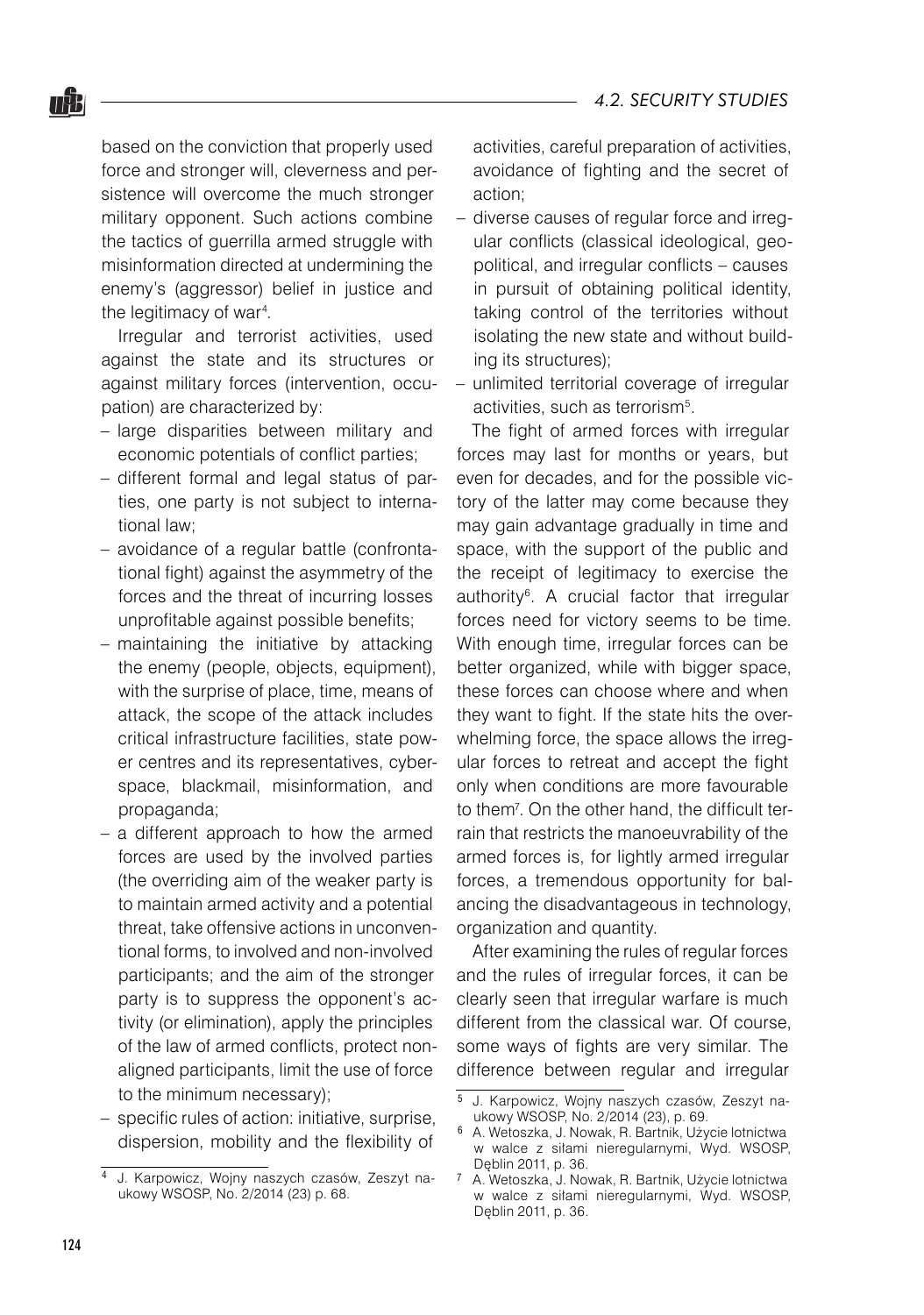based on the conviction that properly used force and stronger will, cleverness and persistence will overcome the much stronger military opponent. Such actions combine the tactics of guerrilla armed struggle with misinformation directed at undermining the enemy's (aggressor) belief in justice and the legitimacy of war[4].

Irregular and terrorist activities, used against the state and its structures or against military forces (intervention, occupation) are characterized by:

- large disparities between military and economic potentials of conflict parties;
- different formal and legal status of parties, one party is not subject to international law;
- avoidance of a regular battle (confrontational fight) against the asymmetry of the forces and the threat of incurring losses unprofitable against possible benefits;
- maintaining the initiative by attacking the enemy (people, objects, equipment), with the surprise of place, time, means of attack, the scope of the attack includes critical infrastructure facilities, state power centres and its representatives, cyberspace, blackmail, misinformation, and propaganda;
- a different approach to how the armed forces are used by the involved parties (the overriding aim of the weaker party is to maintain armed activity and a potential threat, take offensive actions in unconventional forms, to involved and non-involved participants; and the aim of the stronger party is to suppress the opponent's activity (or elimination), apply the principles of the law of armed conflicts, protect nonaligned participants, limit the use of force to the minimum necessary);
- specific rules of action: initiative, surprise, dispersion, mobility and the flexibility of activities, careful preparation of activities, avoidance of fighting and the secret of action;
- diverse causes of regular force and irregular conflicts (classical ideological, geopolitical, and irregular conflicts – causes in pursuit of obtaining political identity, taking control of the territories without isolating the new state and without building its structures);
- unlimited territorial coverage of irregular activities, such as terrorism[5].

The fight of armed forces with irregular forces may last for months or years, but even for decades, and for the possible victory of the latter may come because they may gain advantage gradually in time and space, with the support of the public and the receipt of legitimacy to exercise the authority[6]. A crucial factor that irregular forces need for victory seems to be time. With enough time, irregular forces can be better organized, while with bigger space, these forces can choose where and when they want to fight. If the state hits the overwhelming force, the space allows the irregular forces to retreat and accept the fight only when conditions are more favourable to them[7]. On the other hand, the difficult terrain that restricts the manoeuvrability of the armed forces is, for lightly armed irregular forces, a tremendous opportunity for balancing the disadvantageous in technology, organization and quantity.

After examining the rules of regular forces and the rules of irregular forces, it can be clearly seen that irregular warfare is much different from the classical war. Of course, some ways of fights are very similar. The difference between regular and irregular

---

[4] J. Karpowicz, Wojny naszych czasów, Zeszyt naukowy WSOSP, No. 2/2014 (23) p. 68.

[5] J. Karpowicz, Wojny naszych czasów, Zeszyt naukowy WSOSP, No. 2/2014 (23), p. 69.

[6] A. Wetoszka, J. Nowak, R. Bartnik, Użycie lotnictwa w walce z siłami nieregularnymi, Wyd. WSOSP, Dęblin 2011, p. 36.

[7] A. Wetoszka, J. Nowak, R. Bartnik, Użycie lotnictwa w walce z siłami nieregularnymi, Wyd. WSOSP, Dęblin 2011, p. 36.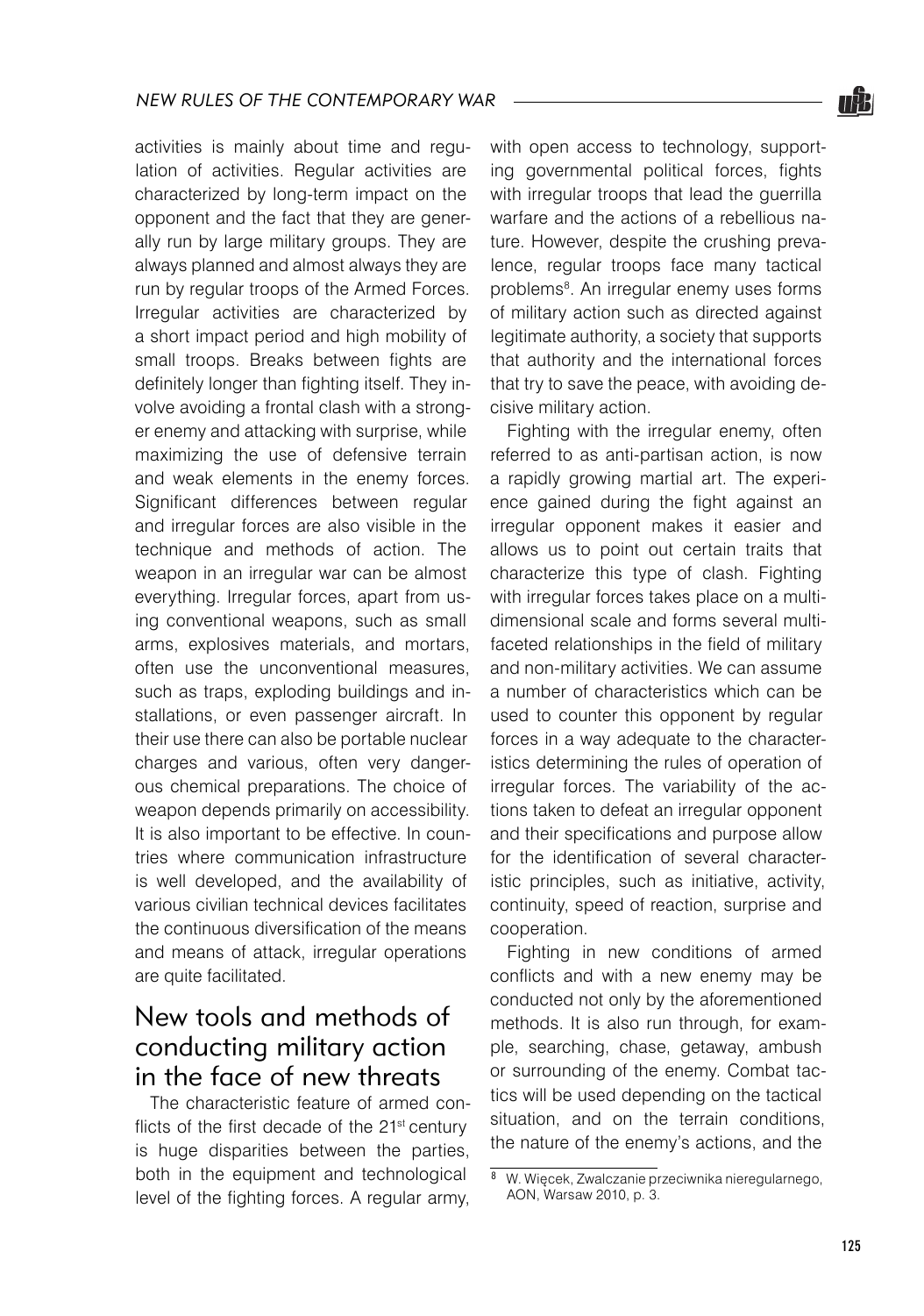activities is mainly about time and regulation of activities. Regular activities are characterized by long-term impact on the opponent and the fact that they are generally run by large military groups. They are always planned and almost always they are run by regular troops of the Armed Forces. Irregular activities are characterized by a short impact period and high mobility of small troops. Breaks between fights are definitely longer than fighting itself. They involve avoiding a frontal clash with a stronger enemy and attacking with surprise, while maximizing the use of defensive terrain and weak elements in the enemy forces. Significant differences between regular and irregular forces are also visible in the technique and methods of action. The weapon in an irregular war can be almost everything. Irregular forces, apart from using conventional weapons, such as small arms, explosives materials, and mortars, often use the unconventional measures, such as traps, exploding buildings and installations, or even passenger aircraft. In their use there can also be portable nuclear charges and various, often very dangerous chemical preparations. The choice of weapon depends primarily on accessibility. It is also important to be effective. In countries where communication infrastructure is well developed, and the availability of various civilian technical devices facilitates the continuous diversification of the means and means of attack, irregular operations are quite facilitated.

## New tools and methods of conducting military action in the face of new threats

The characteristic feature of armed conflicts of the first decade of the 21st century is huge disparities between the parties, both in the equipment and technological level of the fighting forces. A regular army, with open access to technology, supporting governmental political forces, fights with irregular troops that lead the guerrilla warfare and the actions of a rebellious nature. However, despite the crushing prevalence, regular troops face many tactical problems[8]. An irregular enemy uses forms of military action such as directed against legitimate authority, a society that supports that authority and the international forces that try to save the peace, with avoiding decisive military action.

Fighting with the irregular enemy, often referred to as anti-partisan action, is now a rapidly growing martial art. The experience gained during the fight against an irregular opponent makes it easier and allows us to point out certain traits that characterize this type of clash. Fighting with irregular forces takes place on a multidimensional scale and forms several multifaceted relationships in the field of military and non-military activities. We can assume a number of characteristics which can be used to counter this opponent by regular forces in a way adequate to the characteristics determining the rules of operation of irregular forces. The variability of the actions taken to defeat an irregular opponent and their specifications and purpose allow for the identification of several characteristic principles, such as initiative, activity, continuity, speed of reaction, surprise and cooperation.

Fighting in new conditions of armed conflicts and with a new enemy may be conducted not only by the aforementioned methods. It is also run through, for example, searching, chase, getaway, ambush or surrounding of the enemy. Combat tactics will be used depending on the tactical situation, and on the terrain conditions, the nature of the enemy's actions, and the

---

[8] W. Więcek, Zwalczanie przeciwnika nieregularnego, AON, Warsaw 2010, p. 3.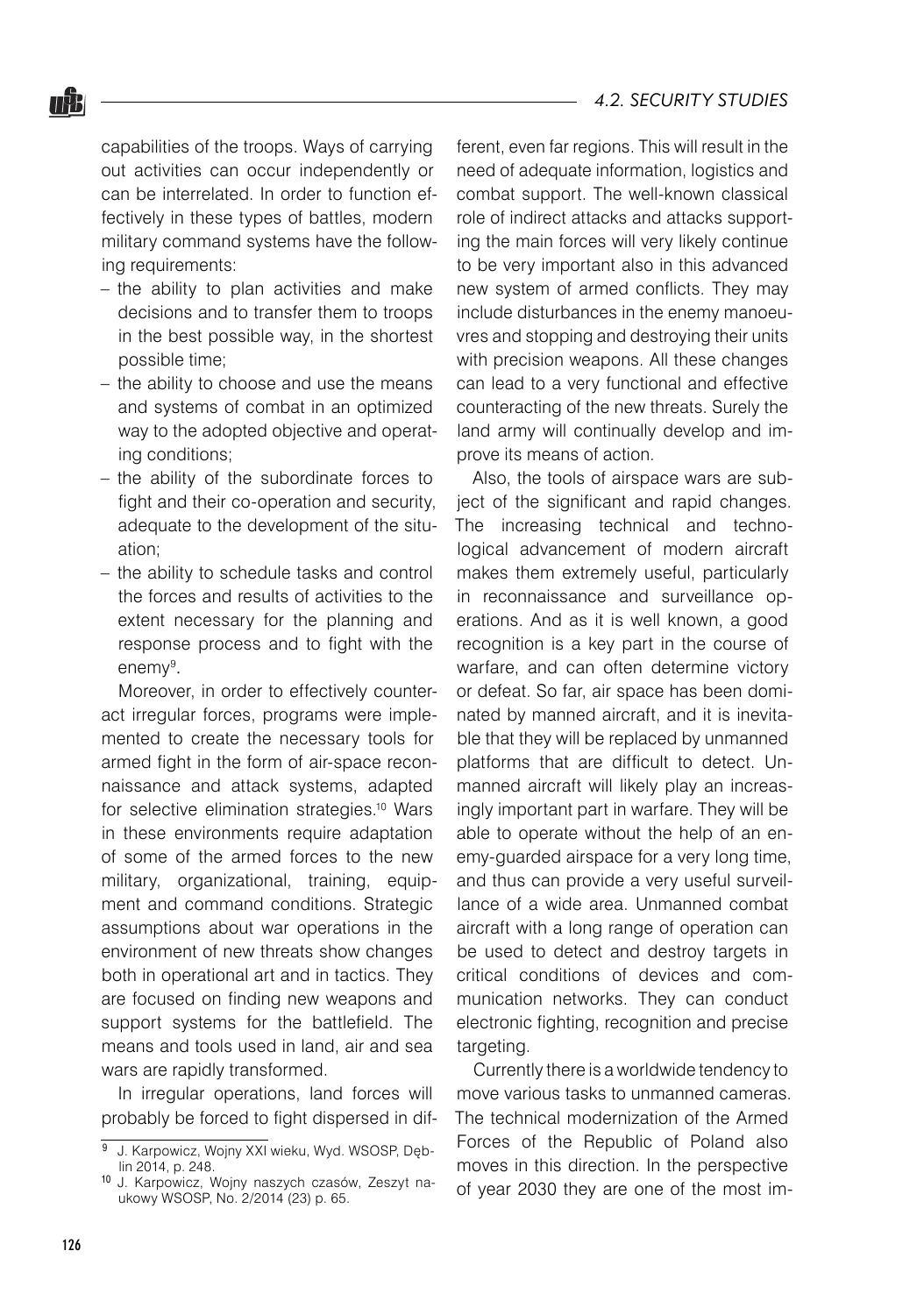capabilities of the troops. Ways of carrying out activities can occur independently or can be interrelated. In order to function effectively in these types of battles, modern military command systems have the following requirements:

- the ability to plan activities and make decisions and to transfer them to troops in the best possible way, in the shortest possible time;
- the ability to choose and use the means and systems of combat in an optimized way to the adopted objective and operating conditions;
- the ability of the subordinate forces to fight and their co-operation and security, adequate to the development of the situation;
- the ability to schedule tasks and control the forces and results of activities to the extent necessary for the planning and response process and to fight with the enemy[9].

Moreover, in order to effectively counteract irregular forces, programs were implemented to create the necessary tools for armed fight in the form of air-space reconnaissance and attack systems, adapted for selective elimination strategies.[10] Wars in these environments require adaptation of some of the armed forces to the new military, organizational, training, equipment and command conditions. Strategic assumptions about war operations in the environment of new threats show changes both in operational art and in tactics. They are focused on finding new weapons and support systems for the battlefield. The means and tools used in land, air and sea wars are rapidly transformed.

In irregular operations, land forces will probably be forced to fight dispersed in different, even far regions. This will result in the need of adequate information, logistics and combat support. The well-known classical role of indirect attacks and attacks supporting the main forces will very likely continue to be very important also in this advanced new system of armed conflicts. They may include disturbances in the enemy manoeuvres and stopping and destroying their units with precision weapons. All these changes can lead to a very functional and effective counteracting of the new threats. Surely the land army will continually develop and improve its means of action.

Also, the tools of airspace wars are subject of the significant and rapid changes. The increasing technical and technological advancement of modern aircraft makes them extremely useful, particularly in reconnaissance and surveillance operations. And as it is well known, a good recognition is a key part in the course of warfare, and can often determine victory or defeat. So far, air space has been dominated by manned aircraft, and it is inevitable that they will be replaced by unmanned platforms that are difficult to detect. Unmanned aircraft will likely play an increasingly important part in warfare. They will be able to operate without the help of an enemy-guarded airspace for a very long time, and thus can provide a very useful surveillance of a wide area. Unmanned combat aircraft with a long range of operation can be used to detect and destroy targets in critical conditions of devices and communication networks. They can conduct electronic fighting, recognition and precise targeting.

Currently there is a worldwide tendency to move various tasks to unmanned cameras. The technical modernization of the Armed Forces of the Republic of Poland also moves in this direction. In the perspective of year 2030 they are one of the most im-

---

[9] J. Karpowicz, Wojny XXI wieku, Wyd. WSOSP, Dęblin 2014, p. 248.

[10] J. Karpowicz, Wojny naszych czasów, Zeszyt naukowy WSOSP, No. 2/2014 (23) p. 65.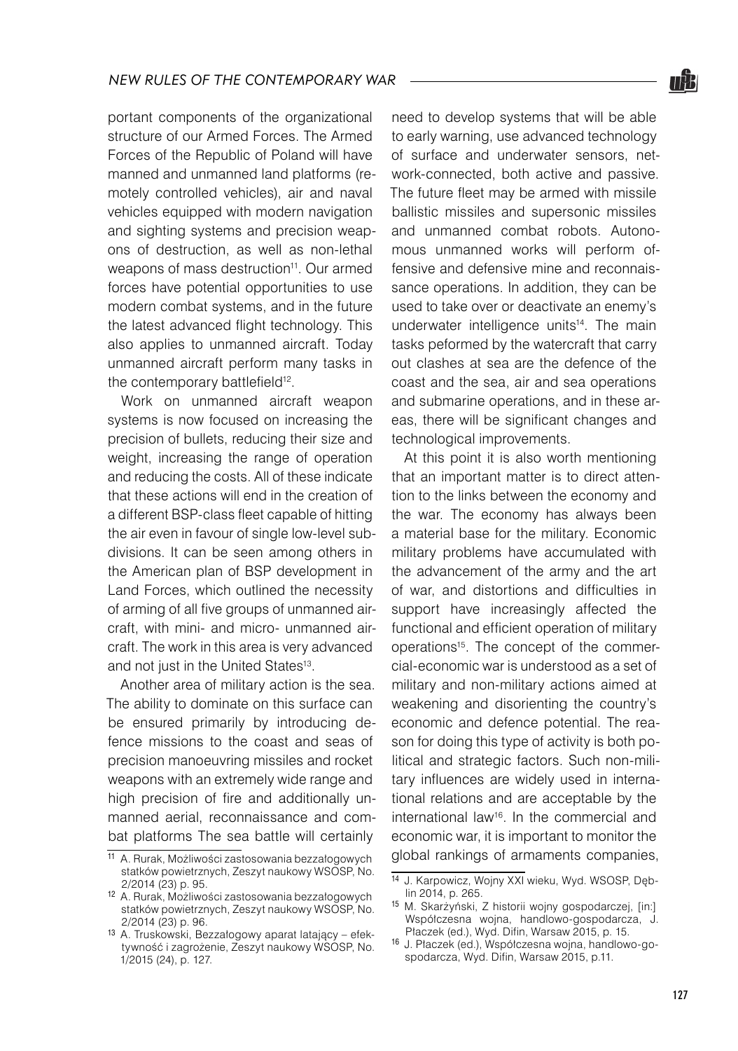portant components of the organizational structure of our Armed Forces. The Armed Forces of the Republic of Poland will have manned and unmanned land platforms (remotely controlled vehicles), air and naval vehicles equipped with modern navigation and sighting systems and precision weapons of destruction, as well as non-lethal weapons of mass destruction[11]. Our armed forces have potential opportunities to use modern combat systems, and in the future the latest advanced flight technology. This also applies to unmanned aircraft. Today unmanned aircraft perform many tasks in the contemporary battlefield[12].

Work on unmanned aircraft weapon systems is now focused on increasing the precision of bullets, reducing their size and weight, increasing the range of operation and reducing the costs. All of these indicate that these actions will end in the creation of a different BSP-class fleet capable of hitting the air even in favour of single low-level subdivisions. It can be seen among others in the American plan of BSP development in Land Forces, which outlined the necessity of arming of all five groups of unmanned aircraft, with mini- and micro- unmanned aircraft. The work in this area is very advanced and not just in the United States[13].

Another area of military action is the sea. The ability to dominate on this surface can be ensured primarily by introducing defence missions to the coast and seas of precision manoeuvring missiles and rocket weapons with an extremely wide range and high precision of fire and additionally unmanned aerial, reconnaissance and combat platforms The sea battle will certainly need to develop systems that will be able to early warning, use advanced technology of surface and underwater sensors, network-connected, both active and passive. The future fleet may be armed with missile ballistic missiles and supersonic missiles and unmanned combat robots. Autonomous unmanned works will perform offensive and defensive mine and reconnaissance operations. In addition, they can be used to take over or deactivate an enemy's underwater intelligence units[14]. The main tasks peformed by the watercraft that carry out clashes at sea are the defence of the coast and the sea, air and sea operations and submarine operations, and in these areas, there will be significant changes and technological improvements.

At this point it is also worth mentioning that an important matter is to direct attention to the links between the economy and the war. The economy has always been a material base for the military. Economic military problems have accumulated with the advancement of the army and the art of war, and distortions and difficulties in support have increasingly affected the functional and efficient operation of military operations[15]. The concept of the commercial-economic war is understood as a set of military and non-military actions aimed at weakening and disorienting the country's economic and defence potential. The reason for doing this type of activity is both political and strategic factors. Such non-military influences are widely used in international relations and are acceptable by the international law[16]. In the commercial and economic war, it is important to monitor the global rankings of armaments companies,

---

[11] A. Rurak, Możliwości zastosowania bezzałogowych statków powietrznych, Zeszyt naukowy WSOSP, No. 2/2014 (23) p. 95.

[12] A. Rurak, Możliwości zastosowania bezzałogowych statków powietrznych, Zeszyt naukowy WSOSP, No. 2/2014 (23) p. 96.

[13] A. Truskowski, Bezzałogowy aparat latający – efektywność i zagrożenie, Zeszyt naukowy WSOSP, No. 1/2015 (24), p. 127.

[14] J. Karpowicz, Wojny XXI wieku, Wyd. WSOSP, Dęblin 2014, p. 265.

[15] M. Skarżyński, Z historii wojny gospodarczej, [in:] Współczesna wojna, handlowo-gospodarcza, J. Płaczek (ed.), Wyd. Difin, Warsaw 2015, p. 15.

[16] J. Płaczek (ed.), Współczesna wojna, handlowo-gospodarcza, Wyd. Difin, Warsaw 2015, p.11.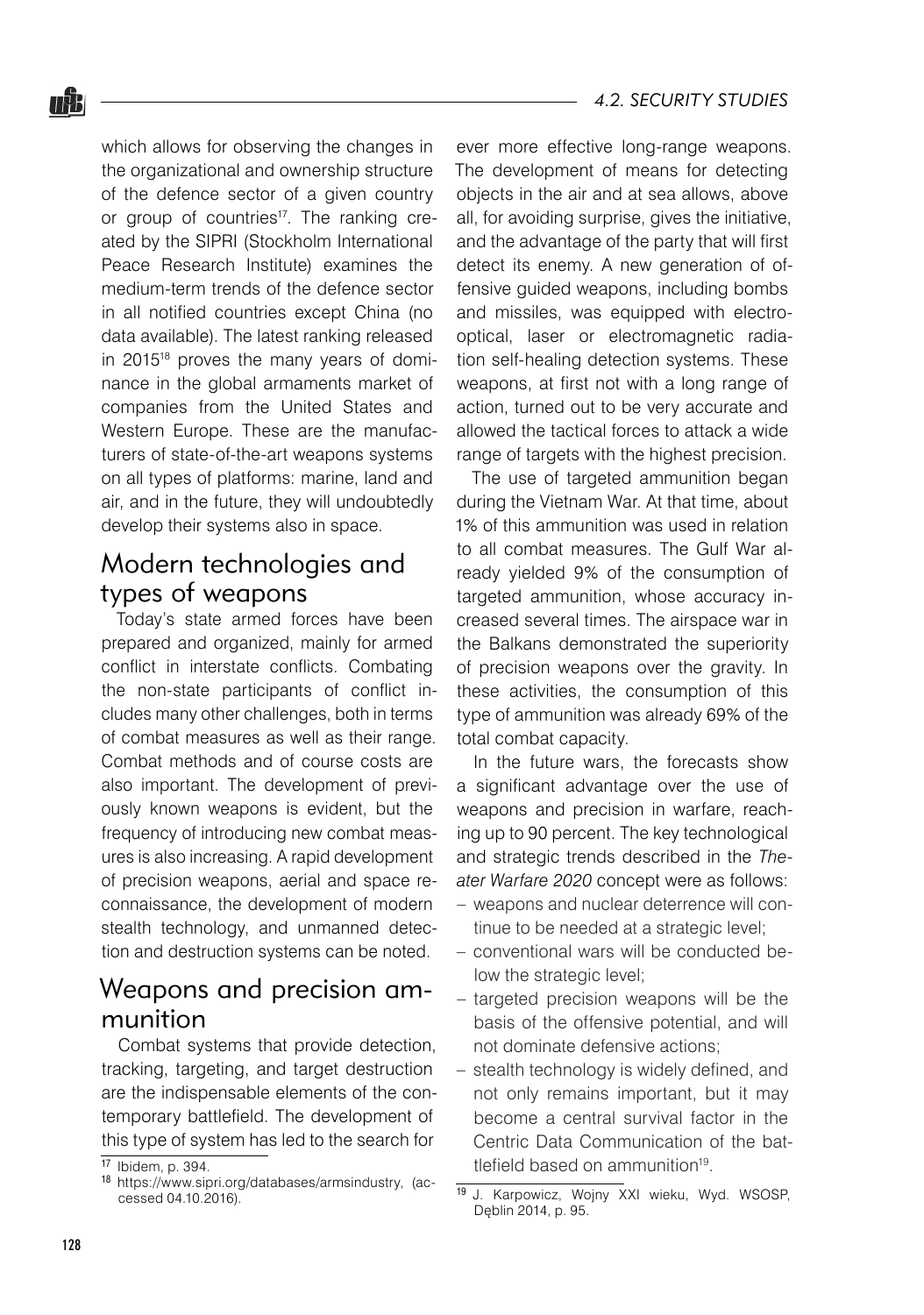which allows for observing the changes in the organizational and ownership structure of the defence sector of a given country or group of countries[17]. The ranking created by the SIPRI (Stockholm International Peace Research Institute) examines the medium-term trends of the defence sector in all notified countries except China (no data available). The latest ranking released in 2015[18] proves the many years of dominance in the global armaments market of companies from the United States and Western Europe. These are the manufacturers of state-of-the-art weapons systems on all types of platforms: marine, land and air, and in the future, they will undoubtedly develop their systems also in space.

## Modern technologies and types of weapons

Today's state armed forces have been prepared and organized, mainly for armed conflict in interstate conflicts. Combating the non-state participants of conflict includes many other challenges, both in terms of combat measures as well as their range. Combat methods and of course costs are also important. The development of previously known weapons is evident, but the frequency of introducing new combat measures is also increasing. A rapid development of precision weapons, aerial and space reconnaissance, the development of modern stealth technology, and unmanned detection and destruction systems can be noted.

## Weapons and precision ammunition

Combat systems that provide detection, tracking, targeting, and target destruction are the indispensable elements of the contemporary battlefield. The development of this type of system has led to the search for ever more effective long-range weapons. The development of means for detecting objects in the air and at sea allows, above all, for avoiding surprise, gives the initiative, and the advantage of the party that will first detect its enemy. A new generation of offensive guided weapons, including bombs and missiles, was equipped with electro-optical, laser or electromagnetic radiation self-healing detection systems. These weapons, at first not with a long range of action, turned out to be very accurate and allowed the tactical forces to attack a wide range of targets with the highest precision.

The use of targeted ammunition began during the Vietnam War. At that time, about 1% of this ammunition was used in relation to all combat measures. The Gulf War already yielded 9% of the consumption of targeted ammunition, whose accuracy increased several times. The airspace war in the Balkans demonstrated the superiority of precision weapons over the gravity. In these activities, the consumption of this type of ammunition was already 69% of the total combat capacity.

In the future wars, the forecasts show a significant advantage over the use of weapons and precision in warfare, reaching up to 90 percent. The key technological and strategic trends described in the *Theater Warfare 2020* concept were as follows:

- weapons and nuclear deterrence will continue to be needed at a strategic level;
- conventional wars will be conducted below the strategic level;
- targeted precision weapons will be the basis of the offensive potential, and will not dominate defensive actions;
- stealth technology is widely defined, and not only remains important, but it may become a central survival factor in the Centric Data Communication of the battlefield based on ammunition[19].

---

[17] Ibidem, p. 394.

[18] https://www.sipri.org/databases/armsindustry, (accessed 04.10.2016).

[19] J. Karpowicz, Wojny XXI wieku, Wyd. WSOSP, Dęblin 2014, p. 95.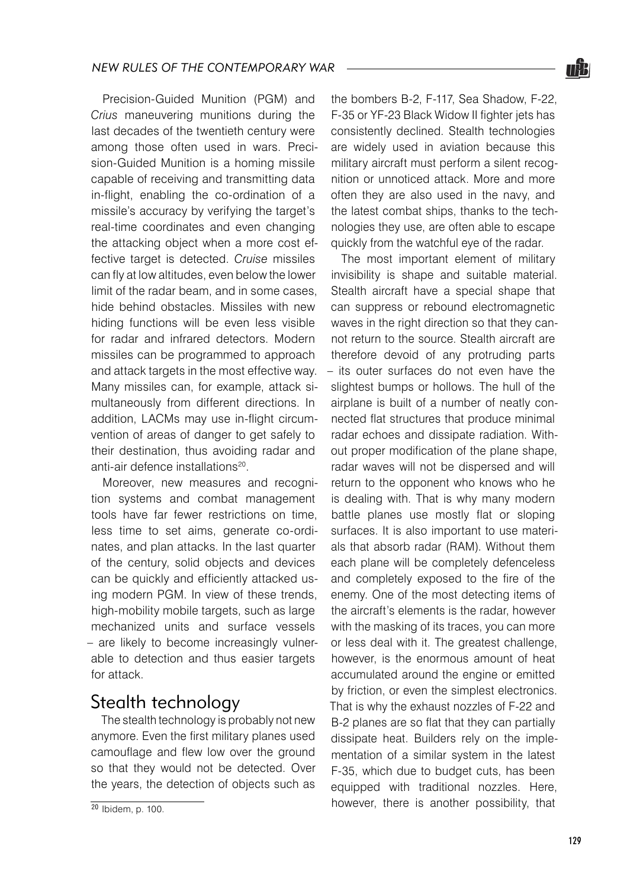Precision-Guided Munition (PGM) and *Crius* maneuvering munitions during the last decades of the twentieth century were among those often used in wars. Precision-Guided Munition is a homing missile capable of receiving and transmitting data in-flight, enabling the co-ordination of a missile's accuracy by verifying the target's real-time coordinates and even changing the attacking object when a more cost effective target is detected. *Cruise* missiles can fly at low altitudes, even below the lower limit of the radar beam, and in some cases, hide behind obstacles. Missiles with new hiding functions will be even less visible for radar and infrared detectors. Modern missiles can be programmed to approach and attack targets in the most effective way. Many missiles can, for example, attack simultaneously from different directions. In addition, LACMs may use in-flight circumvention of areas of danger to get safely to their destination, thus avoiding radar and anti-air defence installations[20].

Moreover, new measures and recognition systems and combat management tools have far fewer restrictions on time, less time to set aims, generate co-ordinates, and plan attacks. In the last quarter of the century, solid objects and devices can be quickly and efficiently attacked using modern PGM. In view of these trends, high-mobility mobile targets, such as large mechanized units and surface vessels – are likely to become increasingly vulnerable to detection and thus easier targets for attack.

## Stealth technology

The stealth technology is probably not new anymore. Even the first military planes used camouflage and flew low over the ground so that they would not be detected. Over the years, the detection of objects such as the bombers B-2, F-117, Sea Shadow, F-22, F-35 or YF-23 Black Widow II fighter jets has consistently declined. Stealth technologies are widely used in aviation because this military aircraft must perform a silent recognition or unnoticed attack. More and more often they are also used in the navy, and the latest combat ships, thanks to the technologies they use, are often able to escape quickly from the watchful eye of the radar.

The most important element of military invisibility is shape and suitable material. Stealth aircraft have a special shape that can suppress or rebound electromagnetic waves in the right direction so that they cannot return to the source. Stealth aircraft are therefore devoid of any protruding parts – its outer surfaces do not even have the slightest bumps or hollows. The hull of the airplane is built of a number of neatly connected flat structures that produce minimal radar echoes and dissipate radiation. Without proper modification of the plane shape, radar waves will not be dispersed and will return to the opponent who knows who he is dealing with. That is why many modern battle planes use mostly flat or sloping surfaces. It is also important to use materials that absorb radar (RAM). Without them each plane will be completely defenceless and completely exposed to the fire of the enemy. One of the most detecting items of the aircraft's elements is the radar, however with the masking of its traces, you can more or less deal with it. The greatest challenge, however, is the enormous amount of heat accumulated around the engine or emitted by friction, or even the simplest electronics. That is why the exhaust nozzles of F-22 and B-2 planes are so flat that they can partially dissipate heat. Builders rely on the implementation of a similar system in the latest F-35, which due to budget cuts, has been equipped with traditional nozzles. Here, however, there is another possibility, that

---

[20] Ibidem, p. 100.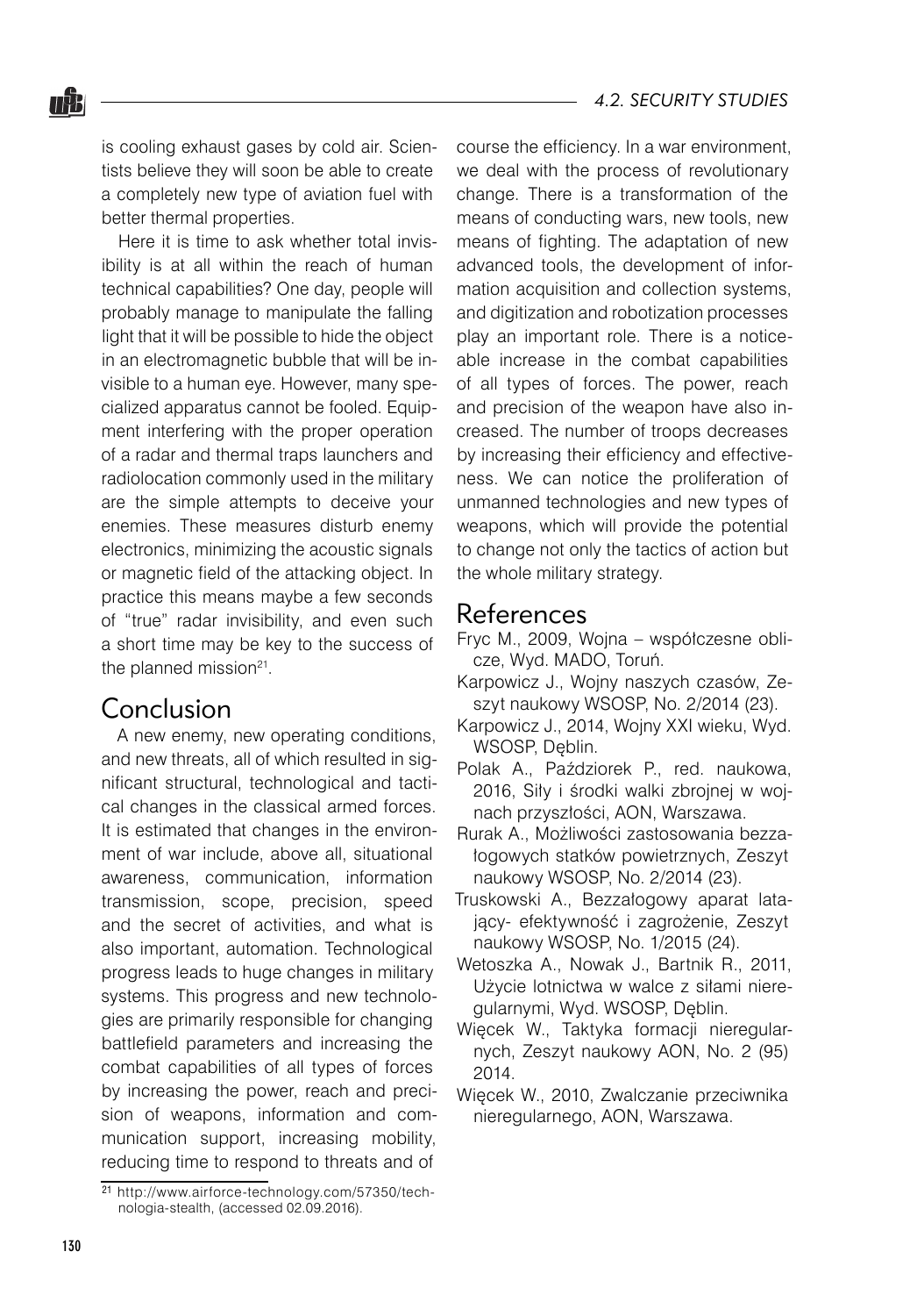is cooling exhaust gases by cold air. Scientists believe they will soon be able to create a completely new type of aviation fuel with better thermal properties.

Here it is time to ask whether total invisibility is at all within the reach of human technical capabilities? One day, people will probably manage to manipulate the falling light that it will be possible to hide the object in an electromagnetic bubble that will be invisible to a human eye. However, many specialized apparatus cannot be fooled. Equipment interfering with the proper operation of a radar and thermal traps launchers and radiolocation commonly used in the military are the simple attempts to deceive your enemies. These measures disturb enemy electronics, minimizing the acoustic signals or magnetic field of the attacking object. In practice this means maybe a few seconds of "true" radar invisibility, and even such a short time may be key to the success of the planned mission[21].

## Conclusion

A new enemy, new operating conditions, and new threats, all of which resulted in significant structural, technological and tactical changes in the classical armed forces. It is estimated that changes in the environment of war include, above all, situational awareness, communication, information transmission, scope, precision, speed and the secret of activities, and what is also important, automation. Technological progress leads to huge changes in military systems. This progress and new technologies are primarily responsible for changing battlefield parameters and increasing the combat capabilities of all types of forces by increasing the power, reach and precision of weapons, information and communication support, increasing mobility, reducing time to respond to threats and of course the efficiency. In a war environment, we deal with the process of revolutionary change. There is a transformation of the means of conducting wars, new tools, new means of fighting. The adaptation of new advanced tools, the development of information acquisition and collection systems, and digitization and robotization processes play an important role. There is a noticeable increase in the combat capabilities of all types of forces. The power, reach and precision of the weapon have also increased. The number of troops decreases by increasing their efficiency and effectiveness. We can notice the proliferation of unmanned technologies and new types of weapons, which will provide the potential to change not only the tactics of action but the whole military strategy.

## References

Fryc M., 2009, Wojna – współczesne oblicze, Wyd. MADO, Toruń.

Karpowicz J., Wojny naszych czasów, Zeszyt naukowy WSOSP, No. 2/2014 (23).

Karpowicz J., 2014, Wojny XXI wieku, Wyd. WSOSP, Dęblin.

Polak A., Paździorek P., red. naukowa, 2016, Siły i środki walki zbrojnej w wojnach przyszłości, AON, Warszawa.

Rurak A., Możliwości zastosowania bezzałogowych statków powietrznych, Zeszyt naukowy WSOSP, No. 2/2014 (23).

Truskowski A., Bezzałogowy aparat latający- efektywność i zagrożenie, Zeszyt naukowy WSOSP, No. 1/2015 (24).

Wetoszka A., Nowak J., Bartnik R., 2011, Użycie lotnictwa w walce z siłami nieregularnymi, Wyd. WSOSP, Dęblin.

Więcek W., Taktyka formacji nieregularnych, Zeszyt naukowy AON, No. 2 (95) 2014.

Więcek W., 2010, Zwalczanie przeciwnika nieregularnego, AON, Warszawa.

[21] http://www.airforce-technology.com/57350/technologia-stealth, (accessed 02.09.2016).